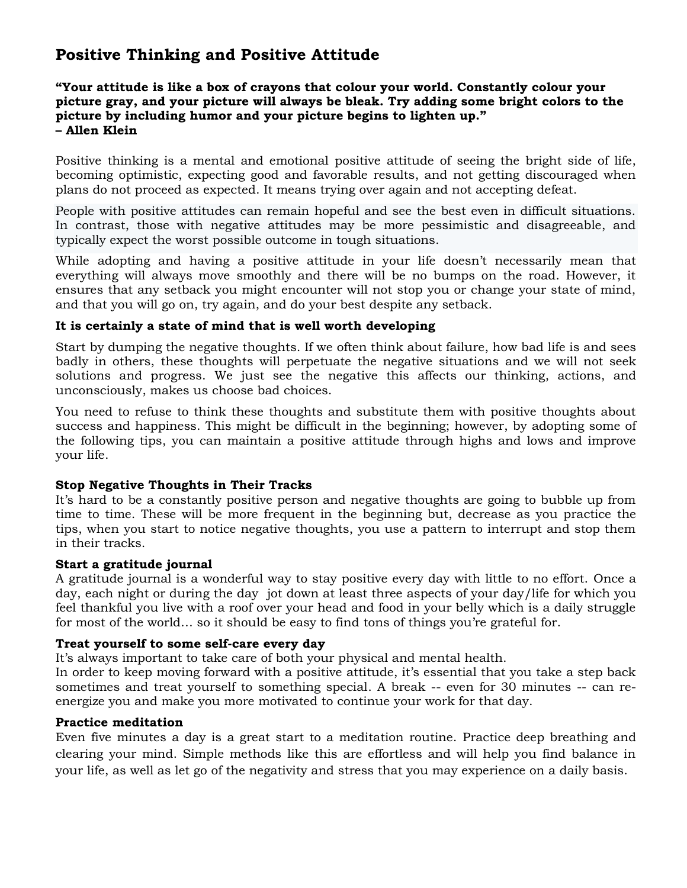# Positive Thinking and Positive Attitude

**"Your attitude is like a box of crayons that colour your world. Constantly colour your picture gray, and your picture will always be bleak. Try adding some bright colors to the picture by including humor and your picture begins to lighten up."**
**– Allen Klein**

Positive thinking is a mental and emotional positive attitude of seeing the bright side of life, becoming optimistic, expecting good and favorable results, and not getting discouraged when plans do not proceed as expected. It means trying over again and not accepting defeat.

People with positive attitudes can remain hopeful and see the best even in difficult situations. In contrast, those with negative attitudes may be more pessimistic and disagreeable, and typically expect the worst possible outcome in tough situations.

While adopting and having a positive attitude in your life doesn't necessarily mean that everything will always move smoothly and there will be no bumps on the road. However, it ensures that any setback you might encounter will not stop you or change your state of mind, and that you will go on, try again, and do your best despite any setback.

**It is certainly a state of mind that is well worth developing**

Start by dumping the negative thoughts. If we often think about failure, how bad life is and sees badly in others, these thoughts will perpetuate the negative situations and we will not seek solutions and progress. We just see the negative this affects our thinking, actions, and unconsciously, makes us choose bad choices.

You need to refuse to think these thoughts and substitute them with positive thoughts about success and happiness. This might be difficult in the beginning; however, by adopting some of the following tips, you can maintain a positive attitude through highs and lows and improve your life.

**Stop Negative Thoughts in Their Tracks**
It's hard to be a constantly positive person and negative thoughts are going to bubble up from time to time. These will be more frequent in the beginning but, decrease as you practice the tips, when you start to notice negative thoughts, you use a pattern to interrupt and stop them in their tracks.

**Start a gratitude journal**
A gratitude journal is a wonderful way to stay positive every day with little to no effort. Once a day, each night or during the day jot down at least three aspects of your day/life for which you feel thankful you live with a roof over your head and food in your belly which is a daily struggle for most of the world… so it should be easy to find tons of things you're grateful for.

**Treat yourself to some self-care every day**
It's always important to take care of both your physical and mental health.
In order to keep moving forward with a positive attitude, it's essential that you take a step back sometimes and treat yourself to something special. A break -- even for 30 minutes -- can re-energize you and make you more motivated to continue your work for that day.

**Practice meditation**
Even five minutes a day is a great start to a meditation routine. Practice deep breathing and clearing your mind. Simple methods like this are effortless and will help you find balance in your life, as well as let go of the negativity and stress that you may experience on a daily basis.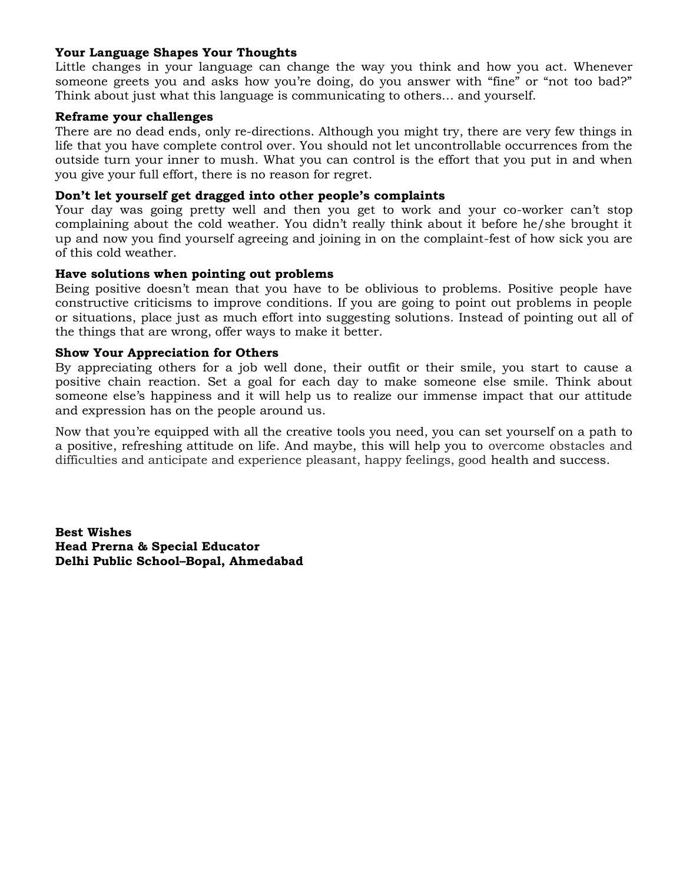**Your Language Shapes Your Thoughts**

Little changes in your language can change the way you think and how you act. Whenever someone greets you and asks how you're doing, do you answer with "fine" or "not too bad?" Think about just what this language is communicating to others… and yourself.

**Reframe your challenges**

There are no dead ends, only re-directions. Although you might try, there are very few things in life that you have complete control over. You should not let uncontrollable occurrences from the outside turn your inner to mush. What you can control is the effort that you put in and when you give your full effort, there is no reason for regret.

**Don't let yourself get dragged into other people's complaints**

Your day was going pretty well and then you get to work and your co-worker can't stop complaining about the cold weather. You didn't really think about it before he/she brought it up and now you find yourself agreeing and joining in on the complaint-fest of how sick you are of this cold weather.

**Have solutions when pointing out problems**

Being positive doesn't mean that you have to be oblivious to problems. Positive people have constructive criticisms to improve conditions. If you are going to point out problems in people or situations, place just as much effort into suggesting solutions. Instead of pointing out all of the things that are wrong, offer ways to make it better.

**Show Your Appreciation for Others**

By appreciating others for a job well done, their outfit or their smile, you start to cause a positive chain reaction. Set a goal for each day to make someone else smile. Think about someone else's happiness and it will help us to realize our immense impact that our attitude and expression has on the people around us.

Now that you're equipped with all the creative tools you need, you can set yourself on a path to a positive, refreshing attitude on life. And maybe, this will help you to overcome obstacles and difficulties and anticipate and experience pleasant, happy feelings, good health and success.

**Best Wishes**
**Head Prerna & Special Educator**
**Delhi Public School–Bopal, Ahmedabad**